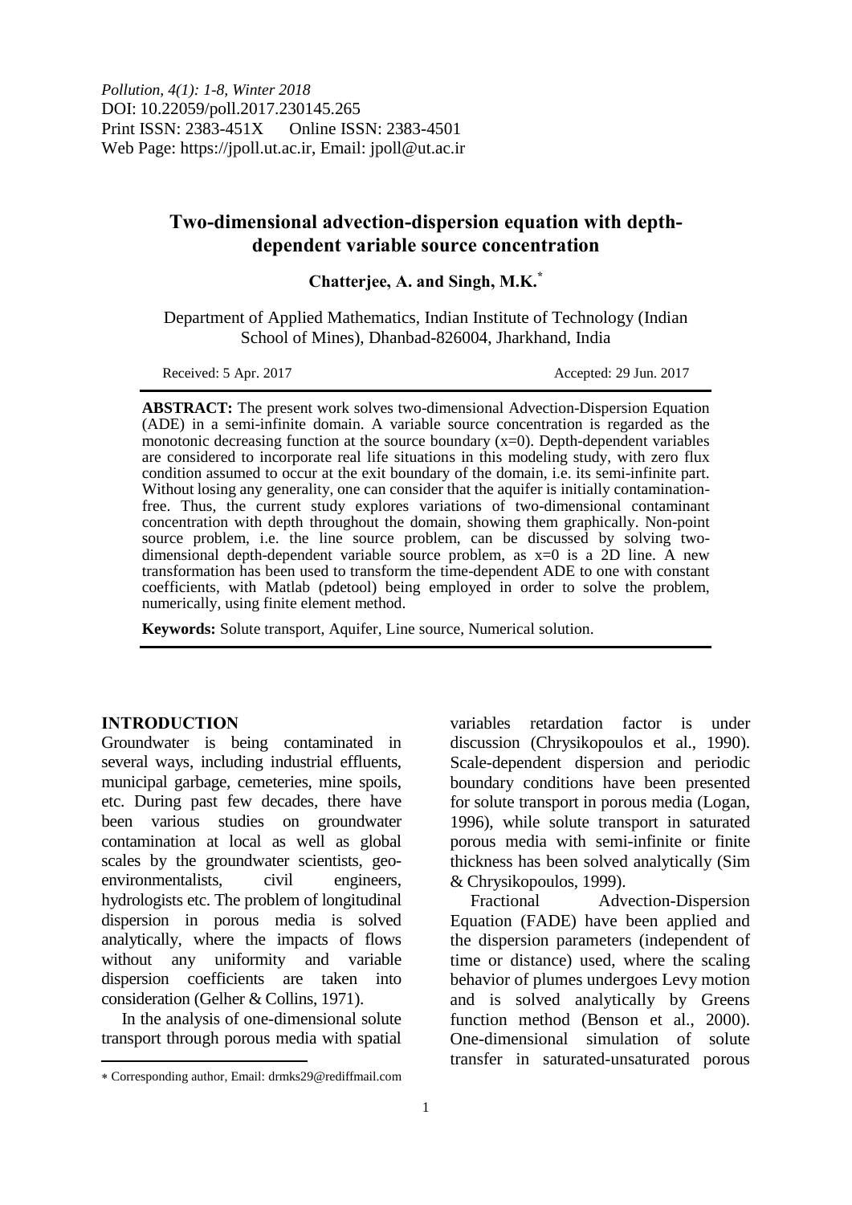*Pollution, 4(1): 1-8, Winter 2018*
DOI: 10.22059/poll.2017.230145.265
Print ISSN: 2383-451X Online ISSN: 2383-4501
Web Page: https://jpoll.ut.ac.ir, Email: jpoll@ut.ac.ir

# Two-dimensional advection-dispersion equation with depth-dependent variable source concentration

**Chatterjee, A. and Singh, M.K.***

Department of Applied Mathematics, Indian Institute of Technology (Indian School of Mines), Dhanbad-826004, Jharkhand, India

Received: 5 Apr. 2017 Accepted: 29 Jun. 2017

**ABSTRACT:** The present work solves two-dimensional Advection-Dispersion Equation (ADE) in a semi-infinite domain. A variable source concentration is regarded as the monotonic decreasing function at the source boundary (x=0). Depth-dependent variables are considered to incorporate real life situations in this modeling study, with zero flux condition assumed to occur at the exit boundary of the domain, i.e. its semi-infinite part. Without losing any generality, one can consider that the aquifer is initially contamination-free. Thus, the current study explores variations of two-dimensional contaminant concentration with depth throughout the domain, showing them graphically. Non-point source problem, i.e. the line source problem, can be discussed by solving two-dimensional depth-dependent variable source problem, as x=0 is a 2D line. A new transformation has been used to transform the time-dependent ADE to one with constant coefficients, with Matlab (pdetool) being employed in order to solve the problem, numerically, using finite element method.

**Keywords:** Solute transport, Aquifer, Line source, Numerical solution.

## INTRODUCTION

Groundwater is being contaminated in several ways, including industrial effluents, municipal garbage, cemeteries, mine spoils, etc. During past few decades, there have been various studies on groundwater contamination at local as well as global scales by the groundwater scientists, geo-environmentalists, civil engineers, hydrologists etc. The problem of longitudinal dispersion in porous media is solved analytically, where the impacts of flows without any uniformity and variable dispersion coefficients are taken into consideration (Gelher & Collins, 1971).

In the analysis of one-dimensional solute transport through porous media with spatial variables retardation factor is under discussion (Chrysikopoulos et al., 1990). Scale-dependent dispersion and periodic boundary conditions have been presented for solute transport in porous media (Logan, 1996), while solute transport in saturated porous media with semi-infinite or finite thickness has been solved analytically (Sim & Chrysikopoulos, 1999).

Fractional Advection-Dispersion Equation (FADE) have been applied and the dispersion parameters (independent of time or distance) used, where the scaling behavior of plumes undergoes Levy motion and is solved analytically by Greens function method (Benson et al., 2000). One-dimensional simulation of solute transfer in saturated-unsaturated porous

* Corresponding author, Email: drmks29@rediffmail.com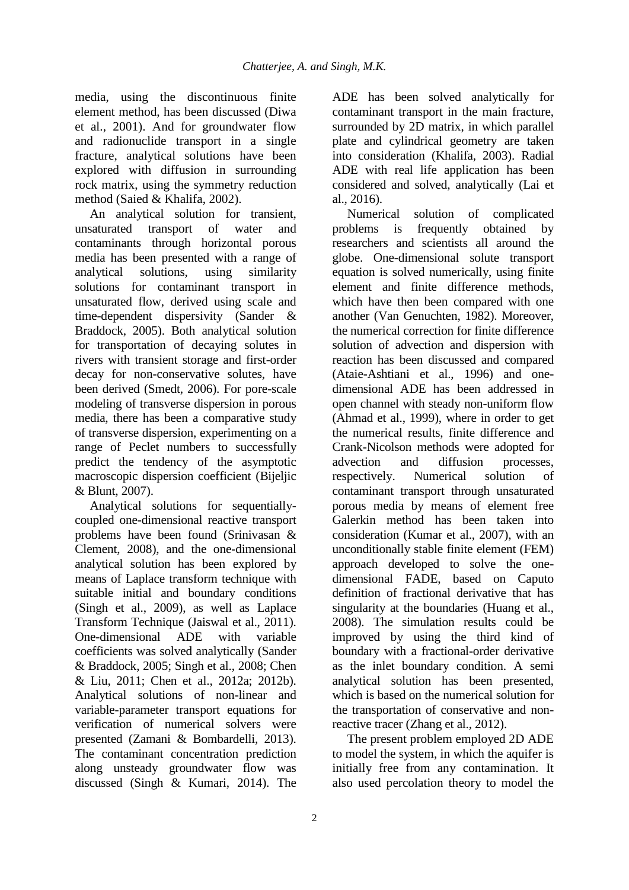media, using the discontinuous finite element method, has been discussed (Diwa et al., 2001). And for groundwater flow and radionuclide transport in a single fracture, analytical solutions have been explored with diffusion in surrounding rock matrix, using the symmetry reduction method (Saied & Khalifa, 2002).

An analytical solution for transient, unsaturated transport of water and contaminants through horizontal porous media has been presented with a range of analytical solutions, using similarity solutions for contaminant transport in unsaturated flow, derived using scale and time-dependent dispersivity (Sander & Braddock, 2005). Both analytical solution for transportation of decaying solutes in rivers with transient storage and first-order decay for non-conservative solutes, have been derived (Smedt, 2006). For pore-scale modeling of transverse dispersion in porous media, there has been a comparative study of transverse dispersion, experimenting on a range of Peclet numbers to successfully predict the tendency of the asymptotic macroscopic dispersion coefficient (Bijeljic & Blunt, 2007).

Analytical solutions for sequentially-coupled one-dimensional reactive transport problems have been found (Srinivasan & Clement, 2008), and the one-dimensional analytical solution has been explored by means of Laplace transform technique with suitable initial and boundary conditions (Singh et al., 2009), as well as Laplace Transform Technique (Jaiswal et al., 2011). One-dimensional ADE with variable coefficients was solved analytically (Sander & Braddock, 2005; Singh et al., 2008; Chen & Liu, 2011; Chen et al., 2012a; 2012b). Analytical solutions of non-linear and variable-parameter transport equations for verification of numerical solvers were presented (Zamani & Bombardelli, 2013). The contaminant concentration prediction along unsteady groundwater flow was discussed (Singh & Kumari, 2014). The ADE has been solved analytically for contaminant transport in the main fracture, surrounded by 2D matrix, in which parallel plate and cylindrical geometry are taken into consideration (Khalifa, 2003). Radial ADE with real life application has been considered and solved, analytically (Lai et al., 2016).

Numerical solution of complicated problems is frequently obtained by researchers and scientists all around the globe. One-dimensional solute transport equation is solved numerically, using finite element and finite difference methods, which have then been compared with one another (Van Genuchten, 1982). Moreover, the numerical correction for finite difference solution of advection and dispersion with reaction has been discussed and compared (Ataie-Ashtiani et al., 1996) and one-dimensional ADE has been addressed in open channel with steady non-uniform flow (Ahmad et al., 1999), where in order to get the numerical results, finite difference and Crank-Nicolson methods were adopted for advection and diffusion processes, respectively. Numerical solution of contaminant transport through unsaturated porous media by means of element free Galerkin method has been taken into consideration (Kumar et al., 2007), with an unconditionally stable finite element (FEM) approach developed to solve the one-dimensional FADE, based on Caputo definition of fractional derivative that has singularity at the boundaries (Huang et al., 2008). The simulation results could be improved by using the third kind of boundary with a fractional-order derivative as the inlet boundary condition. A semi analytical solution has been presented, which is based on the numerical solution for the transportation of conservative and non-reactive tracer (Zhang et al., 2012).

The present problem employed 2D ADE to model the system, in which the aquifer is initially free from any contamination. It also used percolation theory to model the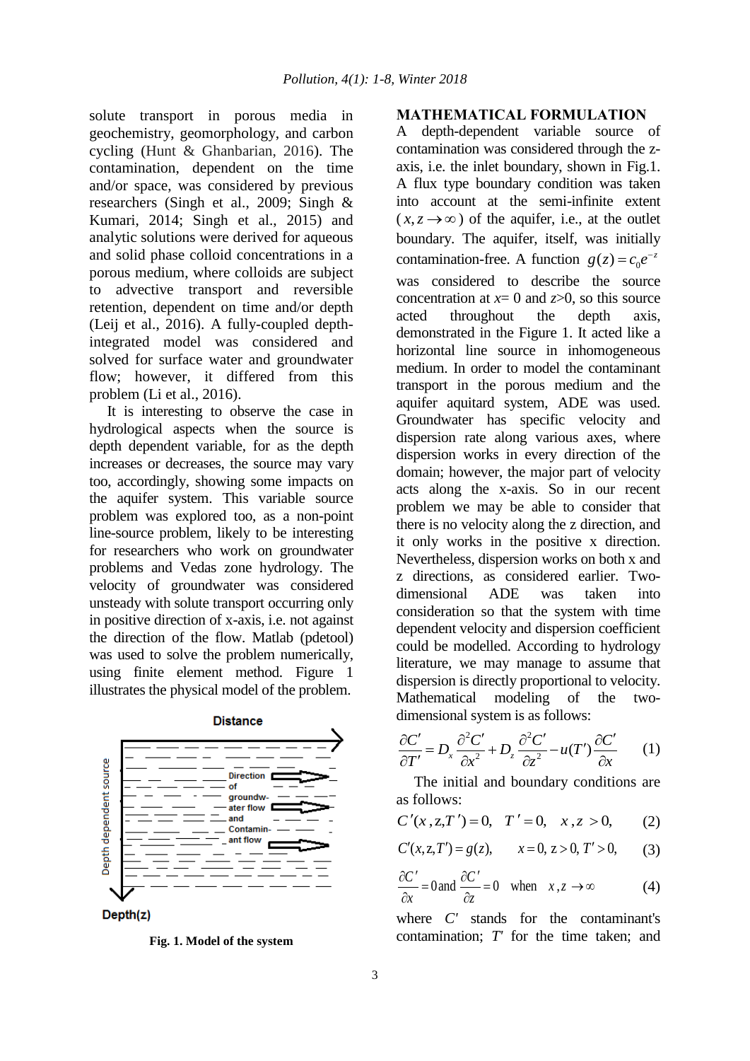solute transport in porous media in geochemistry, geomorphology, and carbon cycling (Hunt & Ghanbarian, 2016). The contamination, dependent on the time and/or space, was considered by previous researchers (Singh et al., 2009; Singh & Kumari, 2014; Singh et al., 2015) and analytic solutions were derived for aqueous and solid phase colloid concentrations in a porous medium, where colloids are subject to advective transport and reversible retention, dependent on time and/or depth (Leij et al., 2016). A fully-coupled depth-integrated model was considered and solved for surface water and groundwater flow; however, it differed from this problem (Li et al., 2016).

It is interesting to observe the case in hydrological aspects when the source is depth dependent variable, for as the depth increases or decreases, the source may vary too, accordingly, showing some impacts on the aquifer system. This variable source problem was explored too, as a non-point line-source problem, likely to be interesting for researchers who work on groundwater problems and Vedas zone hydrology. The velocity of groundwater was considered unsteady with solute transport occurring only in positive direction of x-axis, i.e. not against the direction of the flow. Matlab (pdetool) was used to solve the problem numerically, using finite element method. Figure 1 illustrates the physical model of the problem.

**Fig. 1. Model of the system**

## MATHEMATICAL FORMULATION

A depth-dependent variable source of contamination was considered through the z-axis, i.e. the inlet boundary, shown in Fig.1. A flux type boundary condition was taken into account at the semi-infinite extent ($x, z \to \infty$) of the aquifer, i.e., at the outlet boundary. The aquifer, itself, was initially contamination-free. A function $g(z) = c_0 e^{-z}$ was considered to describe the source concentration at $x = 0$ and $z > 0$, so this source acted throughout the depth axis, demonstrated in the Figure 1. It acted like a horizontal line source in inhomogeneous medium. In order to model the contaminant transport in the porous medium and the aquifer aquitard system, ADE was used. Groundwater has specific velocity and dispersion rate along various axes, where dispersion works in every direction of the domain; however, the major part of velocity acts along the x-axis. So in our recent problem we may be able to consider that there is no velocity along the z direction, and it only works in the positive x direction. Nevertheless, dispersion works on both x and z directions, as considered earlier. Two-dimensional ADE was taken into consideration so that the system with time dependent velocity and dispersion coefficient could be modelled. According to hydrology literature, we may manage to assume that dispersion is directly proportional to velocity. Mathematical modeling of the two-dimensional system is as follows:

$$\frac{\partial C'}{\partial T'} = D_x \frac{\partial^2 C'}{\partial x^2} + D_z \frac{\partial^2 C'}{\partial z^2} - u(T') \frac{\partial C'}{\partial x} \qquad (1)$$

The initial and boundary conditions are as follows:

$$C'(x, z, T') = 0, \quad T' = 0, \quad x, z > 0, \qquad (2)$$

$$C'(x, z, T') = g(z), \qquad x = 0,\ z > 0,\ T' > 0, \qquad (3)$$

$$\frac{\partial C'}{\partial x} = 0 \text{ and } \frac{\partial C'}{\partial z} = 0 \quad \text{when} \quad x, z \to \infty \qquad (4)$$

where $C'$ stands for the contaminant's contamination; $T'$ for the time taken; and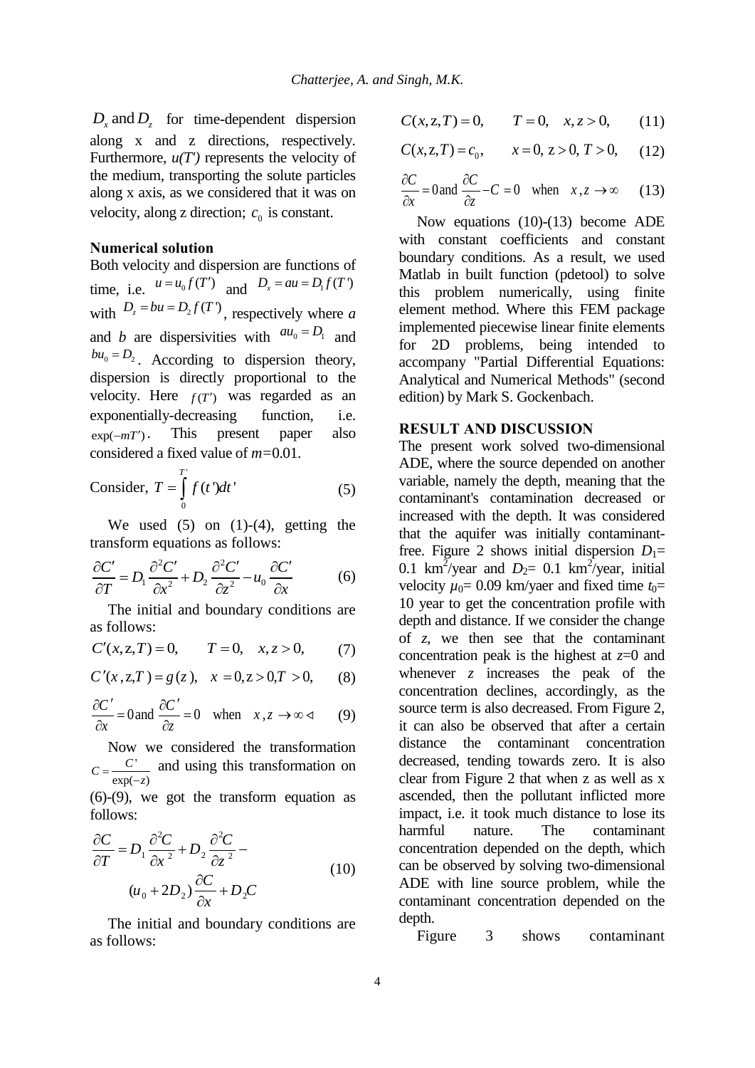$D_x$ and $D_z$ for time-dependent dispersion along x and z directions, respectively. Furthermore, *u(T')* represents the velocity of the medium, transporting the solute particles along x axis, as we considered that it was on velocity, along z direction; $c_0$ is constant.

**Numerical solution**

Both velocity and dispersion are functions of time, i.e. $u = u_0 f(T')$ and $D_x = au = D_1 f(T')$ with $D_z = bu = D_2 f(T')$, respectively where *a* and *b* are dispersivities with $au_0 = D_1$ and $bu_0 = D_2$. According to dispersion theory, dispersion is directly proportional to the velocity. Here $f(T')$ was regarded as an exponentially-decreasing function, i.e. $\exp(-mT')$. This present paper also considered a fixed value of *m*=0.01.

$$\text{Consider, } T = \int_0^{T'} f(t')dt' \tag{5}$$

We used (5) on (1)-(4), getting the transform equations as follows:

$$\frac{\partial C'}{\partial T} = D_1 \frac{\partial^2 C'}{\partial x^2} + D_2 \frac{\partial^2 C'}{\partial z^2} - u_0 \frac{\partial C'}{\partial x} \tag{6}$$

The initial and boundary conditions are as follows:

$$C'(x, z, T) = 0, \qquad T = 0, \quad x, z > 0, \tag{7}$$

$$C'(x, z, T) = g(z), \quad x = 0, z > 0, T > 0, \tag{8}$$

$$\frac{\partial C'}{\partial x} = 0 \text{ and } \frac{\partial C'}{\partial z} = 0 \quad \text{when} \quad x, z \to \infty \tag{9}$$

Now we considered the transformation $C = \frac{C'}{\exp(-z)}$ and using this transformation on (6)-(9), we got the transform equation as follows:

$$\frac{\partial C}{\partial T} = D_1 \frac{\partial^2 C}{\partial x^2} + D_2 \frac{\partial^2 C}{\partial z^2} - (u_0 + 2D_2)\frac{\partial C}{\partial x} + D_2 C \tag{10}$$

The initial and boundary conditions are as follows:

$$C(x, z, T) = 0, \qquad T = 0, \quad x, z > 0, \tag{11}$$

$$C(x, z, T) = c_0, \qquad x = 0, z > 0, T > 0, \tag{12}$$

$$\frac{\partial C}{\partial x} = 0 \text{ and } \frac{\partial C}{\partial z} - C = 0 \quad \text{when} \quad x, z \to \infty \tag{13}$$

Now equations (10)-(13) become ADE with constant coefficients and constant boundary conditions. As a result, we used Matlab in built function (pdetool) to solve this problem numerically, using finite element method. Where this FEM package implemented piecewise linear finite elements for 2D problems, being intended to accompany "Partial Differential Equations: Analytical and Numerical Methods" (second edition) by Mark S. Gockenbach.

## RESULT AND DISCUSSION

The present work solved two-dimensional ADE, where the source depended on another variable, namely the depth, meaning that the contaminant's contamination decreased or increased with the depth. It was considered that the aquifer was initially contaminant-free. Figure 2 shows initial dispersion $D_1$= 0.1 $km^2$/year and $D_2$= 0.1 $km^2$/year, initial velocity $\mu_0$= 0.09 km/yaer and fixed time $t_0$= 10 year to get the concentration profile with depth and distance. If we consider the change of *z*, we then see that the contaminant concentration peak is the highest at *z*=0 and whenever *z* increases the peak of the concentration declines, accordingly, as the source term is also decreased. From Figure 2, it can also be observed that after a certain distance the contaminant concentration decreased, tending towards zero. It is also clear from Figure 2 that when z as well as x ascended, then the pollutant inflicted more impact, i.e. it took much distance to lose its harmful nature. The contaminant concentration depended on the depth, which can be observed by solving two-dimensional ADE with line source problem, while the contaminant concentration depended on the depth.

Figure 3 shows contaminant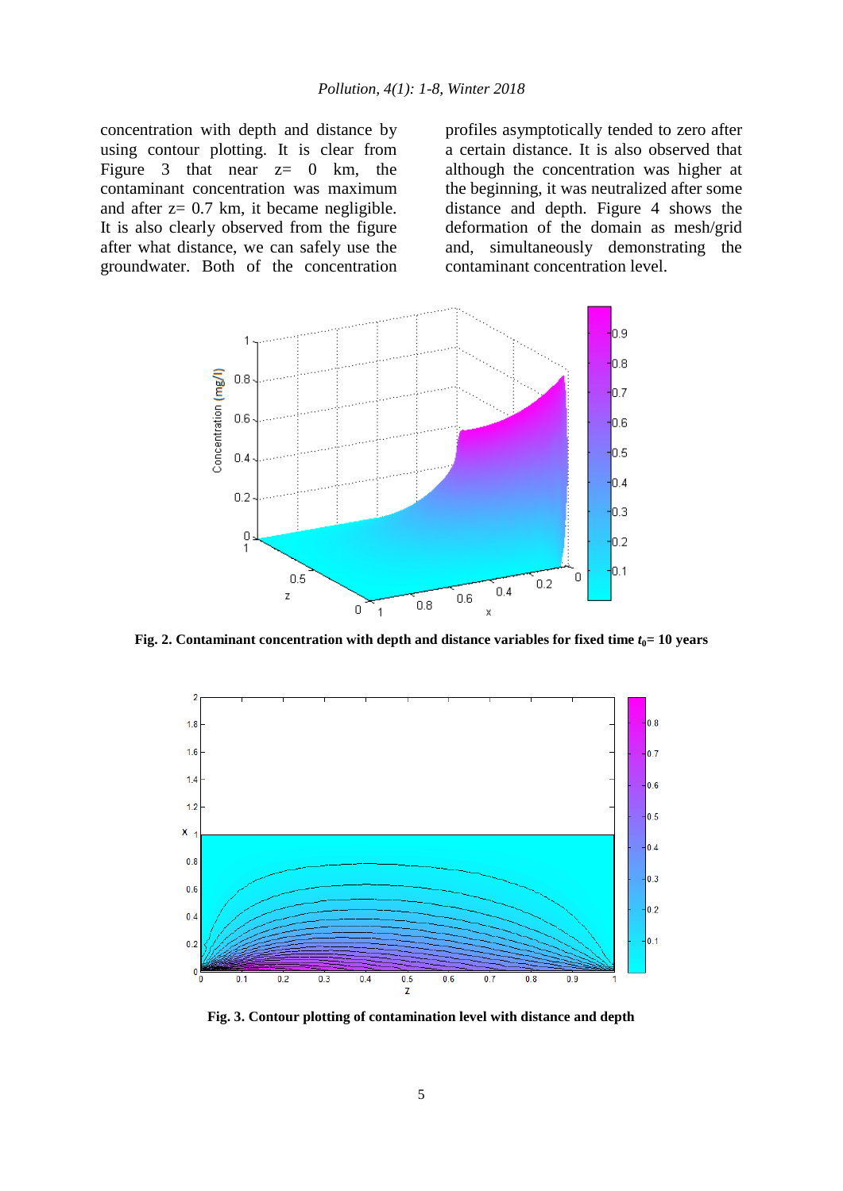concentration with depth and distance by using contour plotting. It is clear from Figure 3 that near z= 0 km, the contaminant concentration was maximum and after z= 0.7 km, it became negligible. It is also clearly observed from the figure after what distance, we can safely use the groundwater. Both of the concentration profiles asymptotically tended to zero after a certain distance. It is also observed that although the concentration was higher at the beginning, it was neutralized after some distance and depth. Figure 4 shows the deformation of the domain as mesh/grid and, simultaneously demonstrating the contaminant concentration level.

**Fig. 2. Contaminant concentration with depth and distance variables for fixed time $t_0$= 10 years**

**Fig. 3. Contour plotting of contamination level with distance and depth**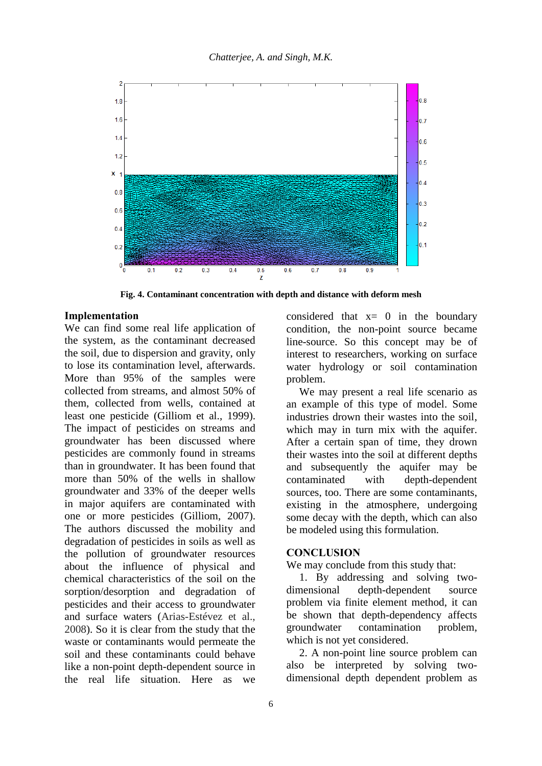**Fig. 4. Contaminant concentration with depth and distance with deform mesh**

## Implementation

We can find some real life application of the system, as the contaminant decreased the soil, due to dispersion and gravity, only to lose its contamination level, afterwards. More than 95% of the samples were collected from streams, and almost 50% of them, collected from wells, contained at least one pesticide (Gilliom et al., 1999). The impact of pesticides on streams and groundwater has been discussed where pesticides are commonly found in streams than in groundwater. It has been found that more than 50% of the wells in shallow groundwater and 33% of the deeper wells in major aquifers are contaminated with one or more pesticides (Gilliom, 2007). The authors discussed the mobility and degradation of pesticides in soils as well as the pollution of groundwater resources about the influence of physical and chemical characteristics of the soil on the sorption/desorption and degradation of pesticides and their access to groundwater and surface waters (Arias-Estévez et al., 2008). So it is clear from the study that the waste or contaminants would permeate the soil and these contaminants could behave like a non-point depth-dependent source in the real life situation. Here as we considered that x= 0 in the boundary condition, the non-point source became line-source. So this concept may be of interest to researchers, working on surface water hydrology or soil contamination problem.

We may present a real life scenario as an example of this type of model. Some industries drown their wastes into the soil, which may in turn mix with the aquifer. After a certain span of time, they drown their wastes into the soil at different depths and subsequently the aquifer may be contaminated with depth-dependent sources, too. There are some contaminants, existing in the atmosphere, undergoing some decay with the depth, which can also be modeled using this formulation.

## CONCLUSION

We may conclude from this study that:

1. By addressing and solving two-dimensional depth-dependent source problem via finite element method, it can be shown that depth-dependency affects groundwater contamination problem, which is not yet considered.
2. A non-point line source problem can also be interpreted by solving two-dimensional depth dependent problem as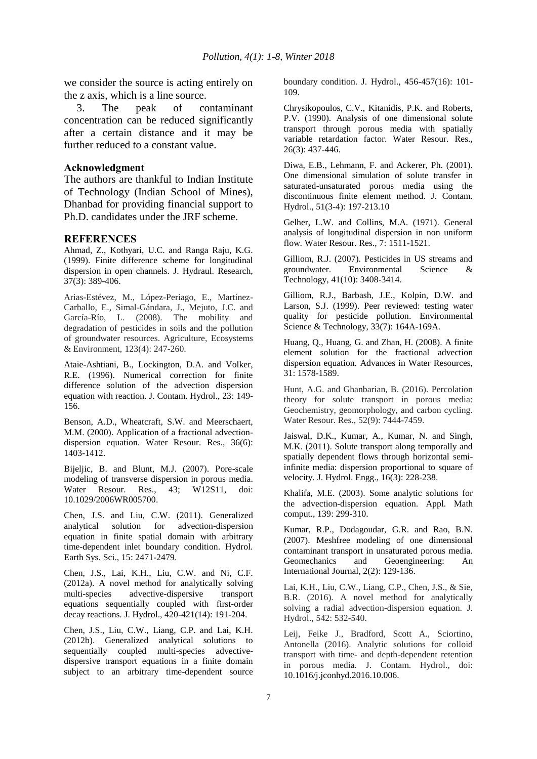we consider the source is acting entirely on the z axis, which is a line source.

3. The peak of contaminant concentration can be reduced significantly after a certain distance and it may be further reduced to a constant value.

## Acknowledgment

The authors are thankful to Indian Institute of Technology (Indian School of Mines), Dhanbad for providing financial support to Ph.D. candidates under the JRF scheme.

## REFERENCES

Ahmad, Z., Kothyari, U.C. and Ranga Raju, K.G. (1999). Finite difference scheme for longitudinal dispersion in open channels. J. Hydraul. Research, 37(3): 389-406.

Arias-Estévez, M., López-Periago, E., Martínez-Carballo, E., Simal-Gándara, J., Mejuto, J.C. and García-Río, L. (2008). The mobility and degradation of pesticides in soils and the pollution of groundwater resources. Agriculture, Ecosystems & Environment, 123(4): 247-260.

Ataie-Ashtiani, B., Lockington, D.A. and Volker, R.E. (1996). Numerical correction for finite difference solution of the advection dispersion equation with reaction. J. Contam. Hydrol., 23: 149-156.

Benson, A.D., Wheatcraft, S.W. and Meerschaert, M.M. (2000). Application of a fractional advection-dispersion equation. Water Resour. Res., 36(6): 1403-1412.

Bijeljic, B. and Blunt, M.J. (2007). Pore-scale modeling of transverse dispersion in porous media. Water Resour. Res., 43; W12S11, doi: 10.1029/2006WR005700.

Chen, J.S. and Liu, C.W. (2011). Generalized analytical solution for advection-dispersion equation in finite spatial domain with arbitrary time-dependent inlet boundary condition. Hydrol. Earth Sys. Sci., 15: 2471-2479.

Chen, J.S., Lai, K.H., Liu, C.W. and Ni, C.F. (2012a). A novel method for analytically solving multi-species advective-dispersive transport equations sequentially coupled with first-order decay reactions. J. Hydrol., 420-421(14): 191-204.

Chen, J.S., Liu, C.W., Liang, C.P. and Lai, K.H. (2012b). Generalized analytical solutions to sequentially coupled multi-species advective-dispersive transport equations in a finite domain subject to an arbitrary time-dependent source boundary condition. J. Hydrol., 456-457(16): 101-109.

Chrysikopoulos, C.V., Kitanidis, P.K. and Roberts, P.V. (1990). Analysis of one dimensional solute transport through porous media with spatially variable retardation factor. Water Resour. Res., 26(3): 437-446.

Diwa, E.B., Lehmann, F. and Ackerer, Ph. (2001). One dimensional simulation of solute transfer in saturated-unsaturated porous media using the discontinuous finite element method. J. Contam. Hydrol., 51(3-4): 197-213.10

Gelher, L.W. and Collins, M.A. (1971). General analysis of longitudinal dispersion in non uniform flow. Water Resour. Res., 7: 1511-1521.

Gilliom, R.J. (2007). Pesticides in US streams and groundwater. Environmental Science & Technology, 41(10): 3408-3414.

Gilliom, R.J., Barbash, J.E., Kolpin, D.W. and Larson, S.J. (1999). Peer reviewed: testing water quality for pesticide pollution. Environmental Science & Technology, 33(7): 164A-169A.

Huang, Q., Huang, G. and Zhan, H. (2008). A finite element solution for the fractional advection dispersion equation. Advances in Water Resources, 31: 1578-1589.

Hunt, A.G. and Ghanbarian, B. (2016). Percolation theory for solute transport in porous media: Geochemistry, geomorphology, and carbon cycling. Water Resour. Res., 52(9): 7444-7459.

Jaiswal, D.K., Kumar, A., Kumar, N. and Singh, M.K. (2011). Solute transport along temporally and spatially dependent flows through horizontal semi-infinite media: dispersion proportional to square of velocity. J. Hydrol. Engg., 16(3): 228-238.

Khalifa, M.E. (2003). Some analytic solutions for the advection-dispersion equation. Appl. Math comput., 139: 299-310.

Kumar, R.P., Dodagoudar, G.R. and Rao, B.N. (2007). Meshfree modeling of one dimensional contaminant transport in unsaturated porous media. Geomechanics and Geoengineering: An International Journal, 2(2): 129-136.

Lai, K.H., Liu, C.W., Liang, C.P., Chen, J.S., & Sie, B.R. (2016). A novel method for analytically solving a radial advection-dispersion equation. J. Hydrol., 542: 532-540.

Leij, Feike J., Bradford, Scott A., Sciortino, Antonella (2016). Analytic solutions for colloid transport with time- and depth-dependent retention in porous media. J. Contam. Hydrol., doi: 10.1016/j.jconhyd.2016.10.006.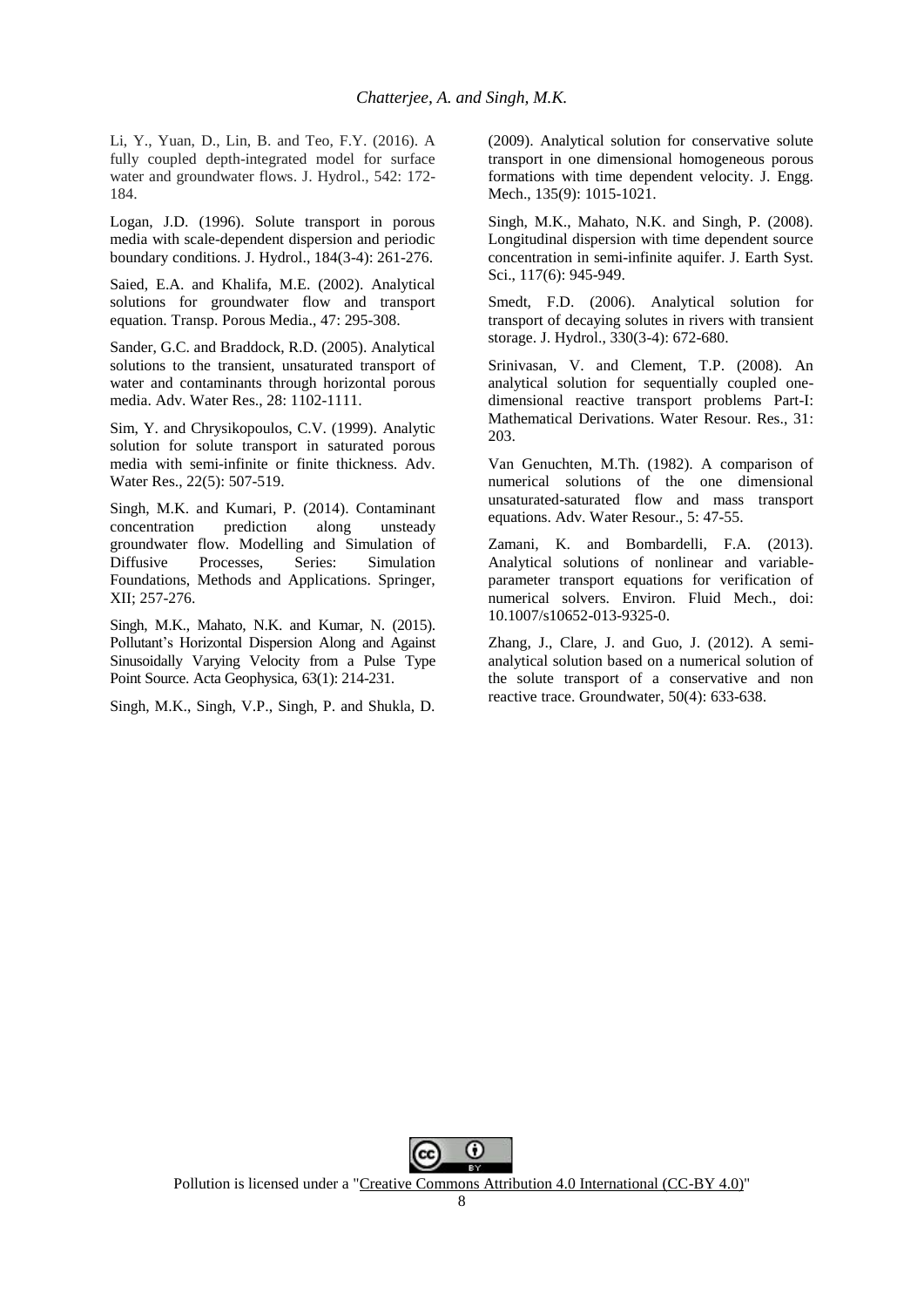Li, Y., Yuan, D., Lin, B. and Teo, F.Y. (2016). A fully coupled depth-integrated model for surface water and groundwater flows. J. Hydrol., 542: 172-184.

Logan, J.D. (1996). Solute transport in porous media with scale-dependent dispersion and periodic boundary conditions. J. Hydrol., 184(3-4): 261-276.

Saied, E.A. and Khalifa, M.E. (2002). Analytical solutions for groundwater flow and transport equation. Transp. Porous Media., 47: 295-308.

Sander, G.C. and Braddock, R.D. (2005). Analytical solutions to the transient, unsaturated transport of water and contaminants through horizontal porous media. Adv. Water Res., 28: 1102-1111.

Sim, Y. and Chrysikopoulos, C.V. (1999). Analytic solution for solute transport in saturated porous media with semi-infinite or finite thickness. Adv. Water Res., 22(5): 507-519.

Singh, M.K. and Kumari, P. (2014). Contaminant concentration prediction along unsteady groundwater flow. Modelling and Simulation of Diffusive Processes, Series: Simulation Foundations, Methods and Applications. Springer, XII; 257-276.

Singh, M.K., Mahato, N.K. and Kumar, N. (2015). Pollutant's Horizontal Dispersion Along and Against Sinusoidally Varying Velocity from a Pulse Type Point Source. Acta Geophysica, 63(1): 214-231.

Singh, M.K., Singh, V.P., Singh, P. and Shukla, D. (2009). Analytical solution for conservative solute transport in one dimensional homogeneous porous formations with time dependent velocity. J. Engg. Mech., 135(9): 1015-1021.

Singh, M.K., Mahato, N.K. and Singh, P. (2008). Longitudinal dispersion with time dependent source concentration in semi-infinite aquifer. J. Earth Syst. Sci., 117(6): 945-949.

Smedt, F.D. (2006). Analytical solution for transport of decaying solutes in rivers with transient storage. J. Hydrol., 330(3-4): 672-680.

Srinivasan, V. and Clement, T.P. (2008). An analytical solution for sequentially coupled one-dimensional reactive transport problems Part-I: Mathematical Derivations. Water Resour. Res., 31: 203.

Van Genuchten, M.Th. (1982). A comparison of numerical solutions of the one dimensional unsaturated-saturated flow and mass transport equations. Adv. Water Resour., 5: 47-55.

Zamani, K. and Bombardelli, F.A. (2013). Analytical solutions of nonlinear and variable-parameter transport equations for verification of numerical solvers. Environ. Fluid Mech., doi: 10.1007/s10652-013-9325-0.

Zhang, J., Clare, J. and Guo, J. (2012). A semi-analytical solution based on a numerical solution of the solute transport of a conservative and non reactive trace. Groundwater, 50(4): 633-638.

Pollution is licensed under a "Creative Commons Attribution 4.0 International (CC-BY 4.0)"